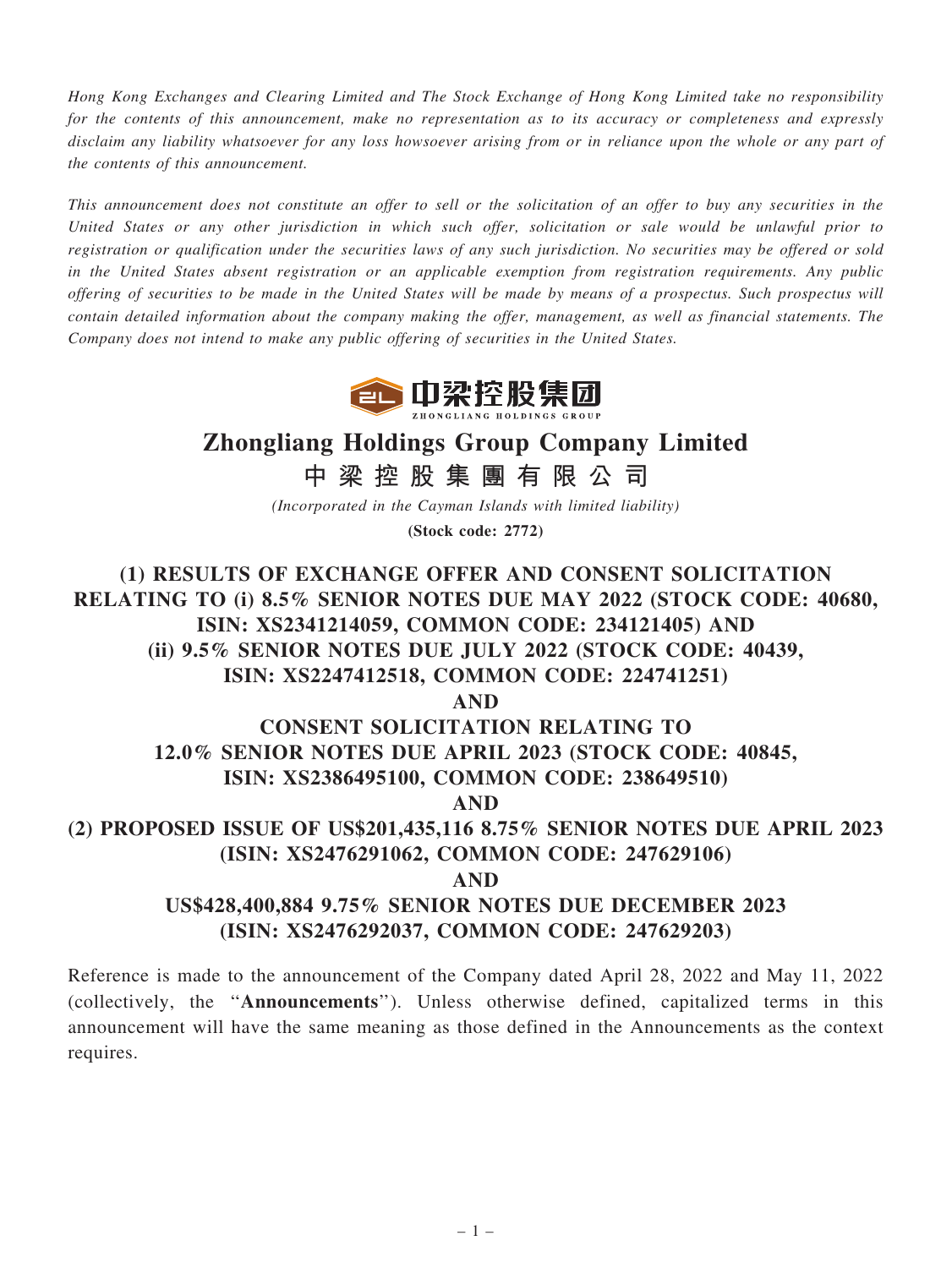*Hong Kong Exchanges and Clearing Limited and The Stock Exchange of Hong Kong Limited take no responsibility for the contents of this announcement, make no representation as to its accuracy or completeness and expressly disclaim any liability whatsoever for any loss howsoever arising from or in reliance upon the whole or any part of the contents of this announcement.*

*This announcement does not constitute an offer to sell or the solicitation of an offer to buy any securities in the United States or any other jurisdiction in which such offer, solicitation or sale would be unlawful prior to registration or qualification under the securities laws of any such jurisdiction. No securities may be offered or sold in the United States absent registration or an applicable exemption from registration requirements. Any public offering of securities to be made in the United States will be made by means of a prospectus. Such prospectus will contain detailed information about the company making the offer, management, as well as financial statements. The Company does not intend to make any public offering of securities in the United States.*

中梁控股集团
ZHONGLIANG HOLDINGS GROUP

# Zhongliang Holdings Group Company Limited
# 中梁控股集團有限公司

*(Incorporated in the Cayman Islands with limited liability)*

**(Stock code: 2772)**

## (1) RESULTS OF EXCHANGE OFFER AND CONSENT SOLICITATION RELATING TO (i) 8.5% SENIOR NOTES DUE MAY 2022 (STOCK CODE: 40680, ISIN: XS2341214059, COMMON CODE: 234121405) AND (ii) 9.5% SENIOR NOTES DUE JULY 2022 (STOCK CODE: 40439, ISIN: XS2247412518, COMMON CODE: 224741251) AND CONSENT SOLICITATION RELATING TO 12.0% SENIOR NOTES DUE APRIL 2023 (STOCK CODE: 40845, ISIN: XS2386495100, COMMON CODE: 238649510) AND (2) PROPOSED ISSUE OF US$201,435,116 8.75% SENIOR NOTES DUE APRIL 2023 (ISIN: XS2476291062, COMMON CODE: 247629106) AND US$428,400,884 9.75% SENIOR NOTES DUE DECEMBER 2023 (ISIN: XS2476292037, COMMON CODE: 247629203)

Reference is made to the announcement of the Company dated April 28, 2022 and May 11, 2022 (collectively, the "**Announcements**"). Unless otherwise defined, capitalized terms in this announcement will have the same meaning as those defined in the Announcements as the context requires.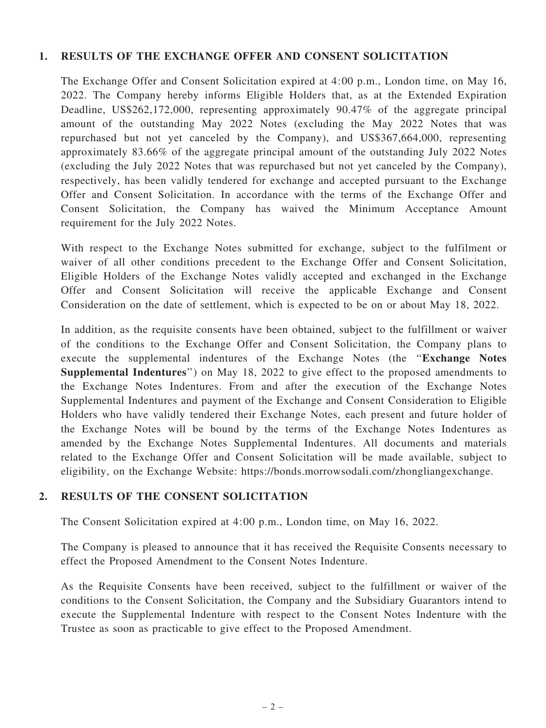## 1. RESULTS OF THE EXCHANGE OFFER AND CONSENT SOLICITATION

The Exchange Offer and Consent Solicitation expired at 4:00 p.m., London time, on May 16, 2022. The Company hereby informs Eligible Holders that, as at the Extended Expiration Deadline, US$262,172,000, representing approximately 90.47% of the aggregate principal amount of the outstanding May 2022 Notes (excluding the May 2022 Notes that was repurchased but not yet canceled by the Company), and US$367,664,000, representing approximately 83.66% of the aggregate principal amount of the outstanding July 2022 Notes (excluding the July 2022 Notes that was repurchased but not yet canceled by the Company), respectively, has been validly tendered for exchange and accepted pursuant to the Exchange Offer and Consent Solicitation. In accordance with the terms of the Exchange Offer and Consent Solicitation, the Company has waived the Minimum Acceptance Amount requirement for the July 2022 Notes.

With respect to the Exchange Notes submitted for exchange, subject to the fulfilment or waiver of all other conditions precedent to the Exchange Offer and Consent Solicitation, Eligible Holders of the Exchange Notes validly accepted and exchanged in the Exchange Offer and Consent Solicitation will receive the applicable Exchange and Consent Consideration on the date of settlement, which is expected to be on or about May 18, 2022.

In addition, as the requisite consents have been obtained, subject to the fulfillment or waiver of the conditions to the Exchange Offer and Consent Solicitation, the Company plans to execute the supplemental indentures of the Exchange Notes (the "**Exchange Notes Supplemental Indentures**") on May 18, 2022 to give effect to the proposed amendments to the Exchange Notes Indentures. From and after the execution of the Exchange Notes Supplemental Indentures and payment of the Exchange and Consent Consideration to Eligible Holders who have validly tendered their Exchange Notes, each present and future holder of the Exchange Notes will be bound by the terms of the Exchange Notes Indentures as amended by the Exchange Notes Supplemental Indentures. All documents and materials related to the Exchange Offer and Consent Solicitation will be made available, subject to eligibility, on the Exchange Website: https://bonds.morrowsodali.com/zhongliangexchange.

## 2. RESULTS OF THE CONSENT SOLICITATION

The Consent Solicitation expired at 4:00 p.m., London time, on May 16, 2022.

The Company is pleased to announce that it has received the Requisite Consents necessary to effect the Proposed Amendment to the Consent Notes Indenture.

As the Requisite Consents have been received, subject to the fulfillment or waiver of the conditions to the Consent Solicitation, the Company and the Subsidiary Guarantors intend to execute the Supplemental Indenture with respect to the Consent Notes Indenture with the Trustee as soon as practicable to give effect to the Proposed Amendment.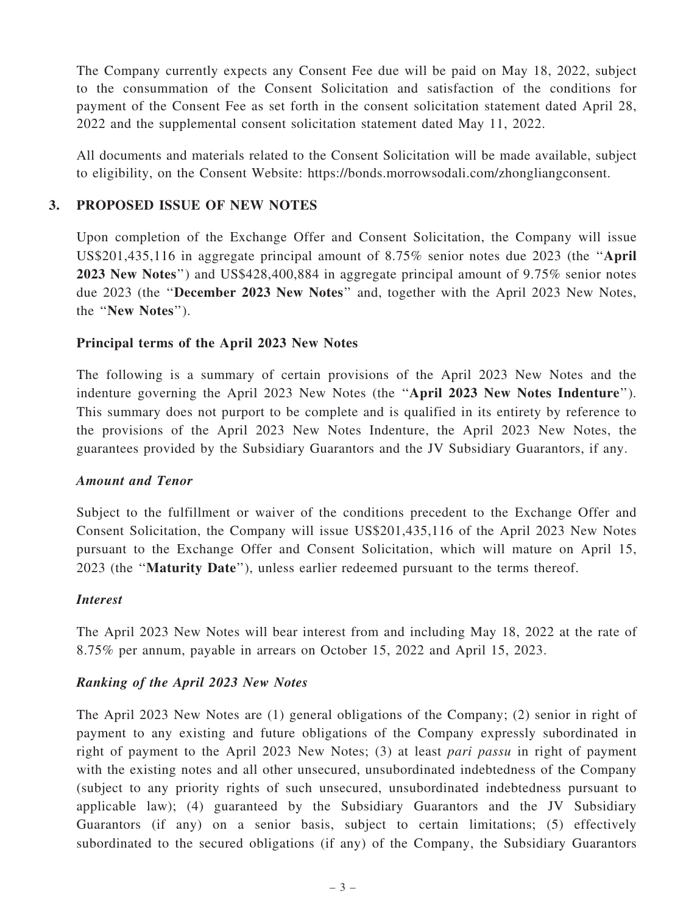The Company currently expects any Consent Fee due will be paid on May 18, 2022, subject to the consummation of the Consent Solicitation and satisfaction of the conditions for payment of the Consent Fee as set forth in the consent solicitation statement dated April 28, 2022 and the supplemental consent solicitation statement dated May 11, 2022.

All documents and materials related to the Consent Solicitation will be made available, subject to eligibility, on the Consent Website: https://bonds.morrowsodali.com/zhongliangconsent.

## 3. PROPOSED ISSUE OF NEW NOTES

Upon completion of the Exchange Offer and Consent Solicitation, the Company will issue US$201,435,116 in aggregate principal amount of 8.75% senior notes due 2023 (the "**April 2023 New Notes**") and US$428,400,884 in aggregate principal amount of 9.75% senior notes due 2023 (the "**December 2023 New Notes**" and, together with the April 2023 New Notes, the "**New Notes**").

### Principal terms of the April 2023 New Notes

The following is a summary of certain provisions of the April 2023 New Notes and the indenture governing the April 2023 New Notes (the "**April 2023 New Notes Indenture**"). This summary does not purport to be complete and is qualified in its entirety by reference to the provisions of the April 2023 New Notes Indenture, the April 2023 New Notes, the guarantees provided by the Subsidiary Guarantors and the JV Subsidiary Guarantors, if any.

#### *Amount and Tenor*

Subject to the fulfillment or waiver of the conditions precedent to the Exchange Offer and Consent Solicitation, the Company will issue US$201,435,116 of the April 2023 New Notes pursuant to the Exchange Offer and Consent Solicitation, which will mature on April 15, 2023 (the "**Maturity Date**"), unless earlier redeemed pursuant to the terms thereof.

#### *Interest*

The April 2023 New Notes will bear interest from and including May 18, 2022 at the rate of 8.75% per annum, payable in arrears on October 15, 2022 and April 15, 2023.

#### *Ranking of the April 2023 New Notes*

The April 2023 New Notes are (1) general obligations of the Company; (2) senior in right of payment to any existing and future obligations of the Company expressly subordinated in right of payment to the April 2023 New Notes; (3) at least *pari passu* in right of payment with the existing notes and all other unsecured, unsubordinated indebtedness of the Company (subject to any priority rights of such unsecured, unsubordinated indebtedness pursuant to applicable law); (4) guaranteed by the Subsidiary Guarantors and the JV Subsidiary Guarantors (if any) on a senior basis, subject to certain limitations; (5) effectively subordinated to the secured obligations (if any) of the Company, the Subsidiary Guarantors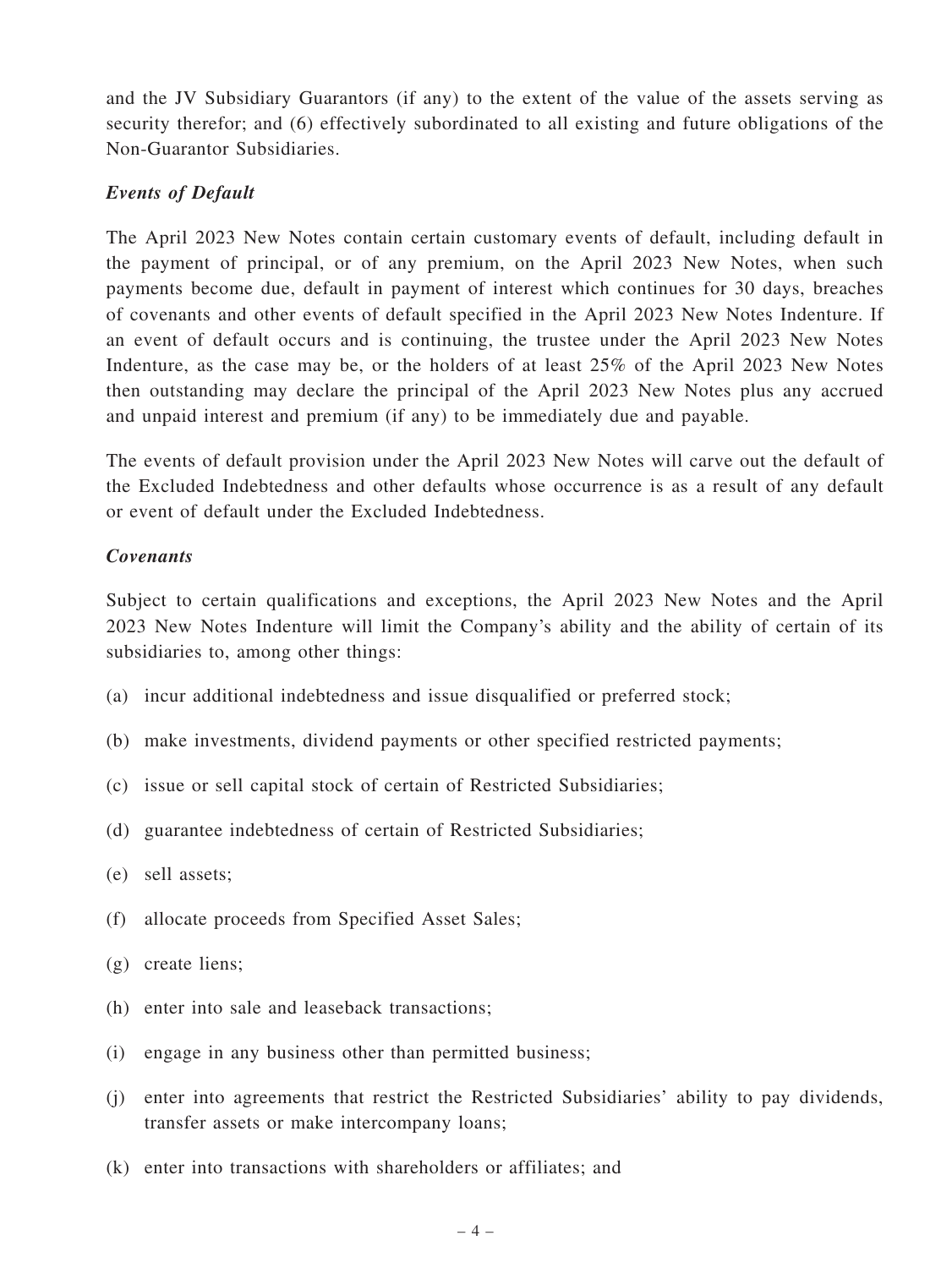and the JV Subsidiary Guarantors (if any) to the extent of the value of the assets serving as security therefor; and (6) effectively subordinated to all existing and future obligations of the Non-Guarantor Subsidiaries.

***Events of Default***

The April 2023 New Notes contain certain customary events of default, including default in the payment of principal, or of any premium, on the April 2023 New Notes, when such payments become due, default in payment of interest which continues for 30 days, breaches of covenants and other events of default specified in the April 2023 New Notes Indenture. If an event of default occurs and is continuing, the trustee under the April 2023 New Notes Indenture, as the case may be, or the holders of at least 25% of the April 2023 New Notes then outstanding may declare the principal of the April 2023 New Notes plus any accrued and unpaid interest and premium (if any) to be immediately due and payable.

The events of default provision under the April 2023 New Notes will carve out the default of the Excluded Indebtedness and other defaults whose occurrence is as a result of any default or event of default under the Excluded Indebtedness.

***Covenants***

Subject to certain qualifications and exceptions, the April 2023 New Notes and the April 2023 New Notes Indenture will limit the Company's ability and the ability of certain of its subsidiaries to, among other things:

(a) incur additional indebtedness and issue disqualified or preferred stock;

(b) make investments, dividend payments or other specified restricted payments;

(c) issue or sell capital stock of certain of Restricted Subsidiaries;

(d) guarantee indebtedness of certain of Restricted Subsidiaries;

(e) sell assets;

(f) allocate proceeds from Specified Asset Sales;

(g) create liens;

(h) enter into sale and leaseback transactions;

(i) engage in any business other than permitted business;

(j) enter into agreements that restrict the Restricted Subsidiaries' ability to pay dividends, transfer assets or make intercompany loans;

(k) enter into transactions with shareholders or affiliates; and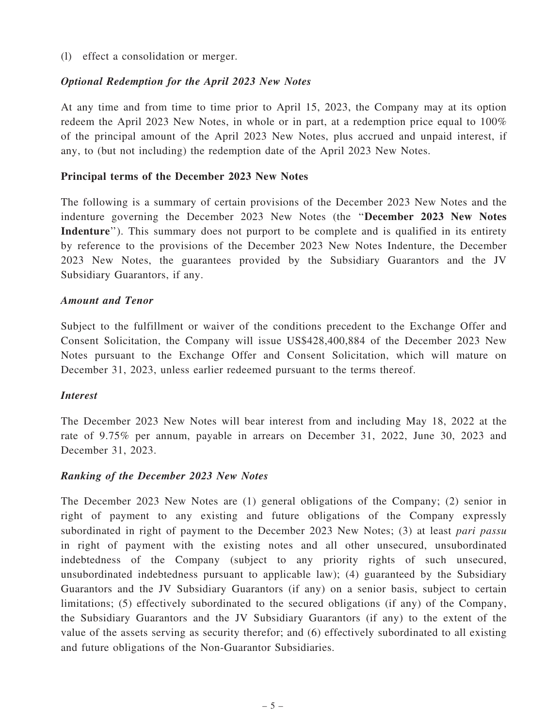(l) effect a consolidation or merger.

### *Optional Redemption for the April 2023 New Notes*

At any time and from time to time prior to April 15, 2023, the Company may at its option redeem the April 2023 New Notes, in whole or in part, at a redemption price equal to 100% of the principal amount of the April 2023 New Notes, plus accrued and unpaid interest, if any, to (but not including) the redemption date of the April 2023 New Notes.

## Principal terms of the December 2023 New Notes

The following is a summary of certain provisions of the December 2023 New Notes and the indenture governing the December 2023 New Notes (the "**December 2023 New Notes Indenture**"). This summary does not purport to be complete and is qualified in its entirety by reference to the provisions of the December 2023 New Notes Indenture, the December 2023 New Notes, the guarantees provided by the Subsidiary Guarantors and the JV Subsidiary Guarantors, if any.

### *Amount and Tenor*

Subject to the fulfillment or waiver of the conditions precedent to the Exchange Offer and Consent Solicitation, the Company will issue US$428,400,884 of the December 2023 New Notes pursuant to the Exchange Offer and Consent Solicitation, which will mature on December 31, 2023, unless earlier redeemed pursuant to the terms thereof.

### *Interest*

The December 2023 New Notes will bear interest from and including May 18, 2022 at the rate of 9.75% per annum, payable in arrears on December 31, 2022, June 30, 2023 and December 31, 2023.

### *Ranking of the December 2023 New Notes*

The December 2023 New Notes are (1) general obligations of the Company; (2) senior in right of payment to any existing and future obligations of the Company expressly subordinated in right of payment to the December 2023 New Notes; (3) at least *pari passu* in right of payment with the existing notes and all other unsecured, unsubordinated indebtedness of the Company (subject to any priority rights of such unsecured, unsubordinated indebtedness pursuant to applicable law); (4) guaranteed by the Subsidiary Guarantors and the JV Subsidiary Guarantors (if any) on a senior basis, subject to certain limitations; (5) effectively subordinated to the secured obligations (if any) of the Company, the Subsidiary Guarantors and the JV Subsidiary Guarantors (if any) to the extent of the value of the assets serving as security therefor; and (6) effectively subordinated to all existing and future obligations of the Non-Guarantor Subsidiaries.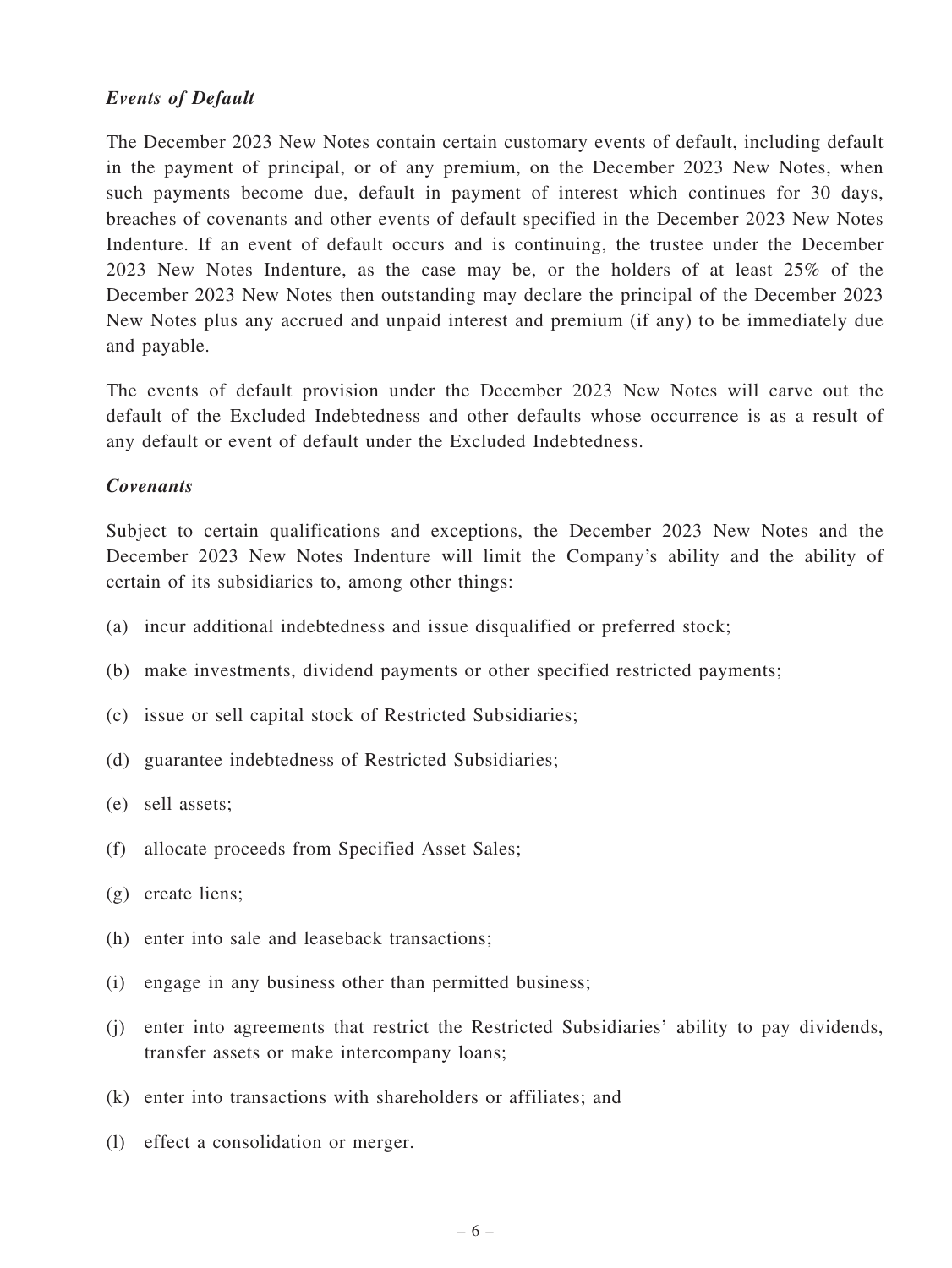*Events of Default*

The December 2023 New Notes contain certain customary events of default, including default in the payment of principal, or of any premium, on the December 2023 New Notes, when such payments become due, default in payment of interest which continues for 30 days, breaches of covenants and other events of default specified in the December 2023 New Notes Indenture. If an event of default occurs and is continuing, the trustee under the December 2023 New Notes Indenture, as the case may be, or the holders of at least 25% of the December 2023 New Notes then outstanding may declare the principal of the December 2023 New Notes plus any accrued and unpaid interest and premium (if any) to be immediately due and payable.

The events of default provision under the December 2023 New Notes will carve out the default of the Excluded Indebtedness and other defaults whose occurrence is as a result of any default or event of default under the Excluded Indebtedness.

*Covenants*

Subject to certain qualifications and exceptions, the December 2023 New Notes and the December 2023 New Notes Indenture will limit the Company's ability and the ability of certain of its subsidiaries to, among other things:

(a) incur additional indebtedness and issue disqualified or preferred stock;

(b) make investments, dividend payments or other specified restricted payments;

(c) issue or sell capital stock of Restricted Subsidiaries;

(d) guarantee indebtedness of Restricted Subsidiaries;

(e) sell assets;

(f) allocate proceeds from Specified Asset Sales;

(g) create liens;

(h) enter into sale and leaseback transactions;

(i) engage in any business other than permitted business;

(j) enter into agreements that restrict the Restricted Subsidiaries' ability to pay dividends, transfer assets or make intercompany loans;

(k) enter into transactions with shareholders or affiliates; and

(l) effect a consolidation or merger.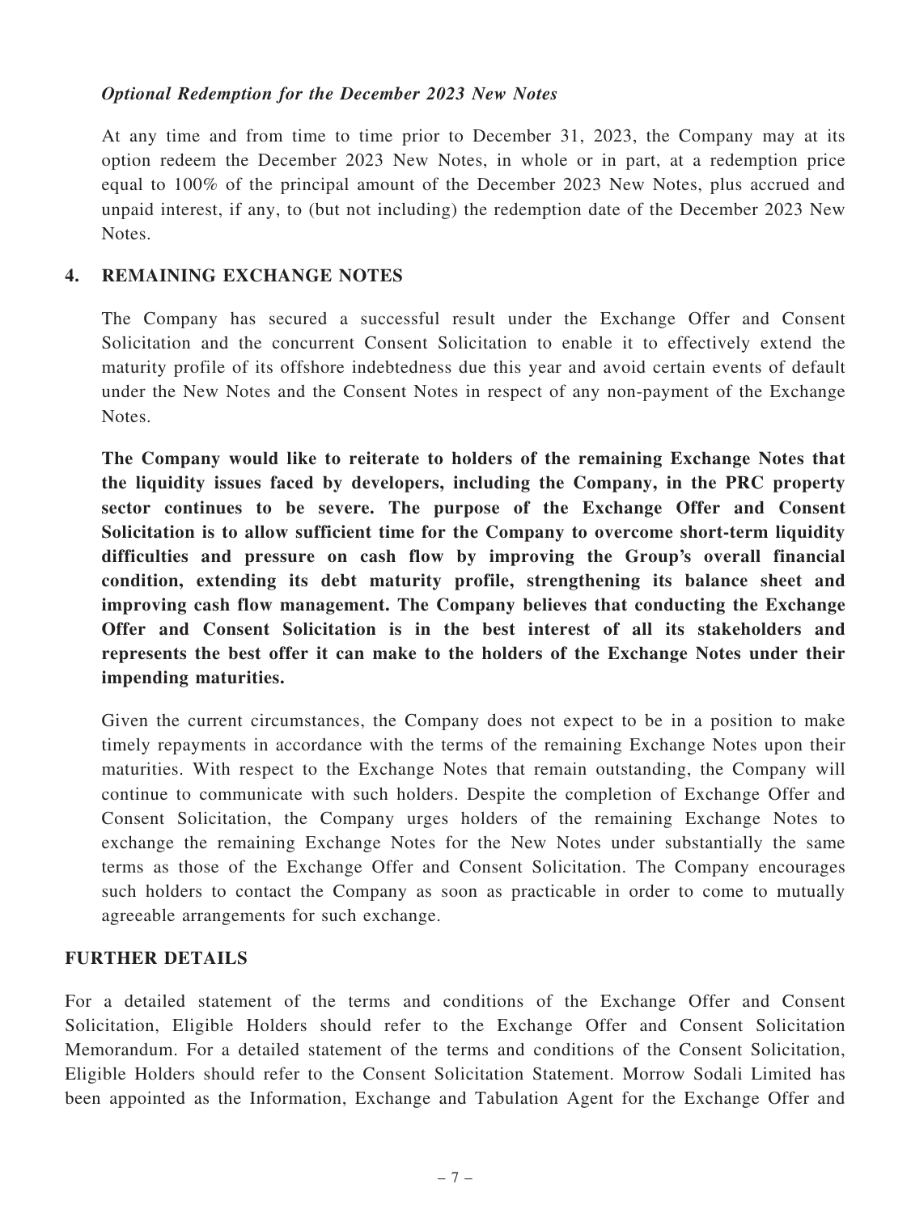*Optional Redemption for the December 2023 New Notes*

At any time and from time to time prior to December 31, 2023, the Company may at its option redeem the December 2023 New Notes, in whole or in part, at a redemption price equal to 100% of the principal amount of the December 2023 New Notes, plus accrued and unpaid interest, if any, to (but not including) the redemption date of the December 2023 New Notes.

### 4. REMAINING EXCHANGE NOTES

The Company has secured a successful result under the Exchange Offer and Consent Solicitation and the concurrent Consent Solicitation to enable it to effectively extend the maturity profile of its offshore indebtedness due this year and avoid certain events of default under the New Notes and the Consent Notes in respect of any non-payment of the Exchange Notes.

**The Company would like to reiterate to holders of the remaining Exchange Notes that the liquidity issues faced by developers, including the Company, in the PRC property sector continues to be severe. The purpose of the Exchange Offer and Consent Solicitation is to allow sufficient time for the Company to overcome short-term liquidity difficulties and pressure on cash flow by improving the Group's overall financial condition, extending its debt maturity profile, strengthening its balance sheet and improving cash flow management. The Company believes that conducting the Exchange Offer and Consent Solicitation is in the best interest of all its stakeholders and represents the best offer it can make to the holders of the Exchange Notes under their impending maturities.**

Given the current circumstances, the Company does not expect to be in a position to make timely repayments in accordance with the terms of the remaining Exchange Notes upon their maturities. With respect to the Exchange Notes that remain outstanding, the Company will continue to communicate with such holders. Despite the completion of Exchange Offer and Consent Solicitation, the Company urges holders of the remaining Exchange Notes to exchange the remaining Exchange Notes for the New Notes under substantially the same terms as those of the Exchange Offer and Consent Solicitation. The Company encourages such holders to contact the Company as soon as practicable in order to come to mutually agreeable arrangements for such exchange.

## FURTHER DETAILS

For a detailed statement of the terms and conditions of the Exchange Offer and Consent Solicitation, Eligible Holders should refer to the Exchange Offer and Consent Solicitation Memorandum. For a detailed statement of the terms and conditions of the Consent Solicitation, Eligible Holders should refer to the Consent Solicitation Statement. Morrow Sodali Limited has been appointed as the Information, Exchange and Tabulation Agent for the Exchange Offer and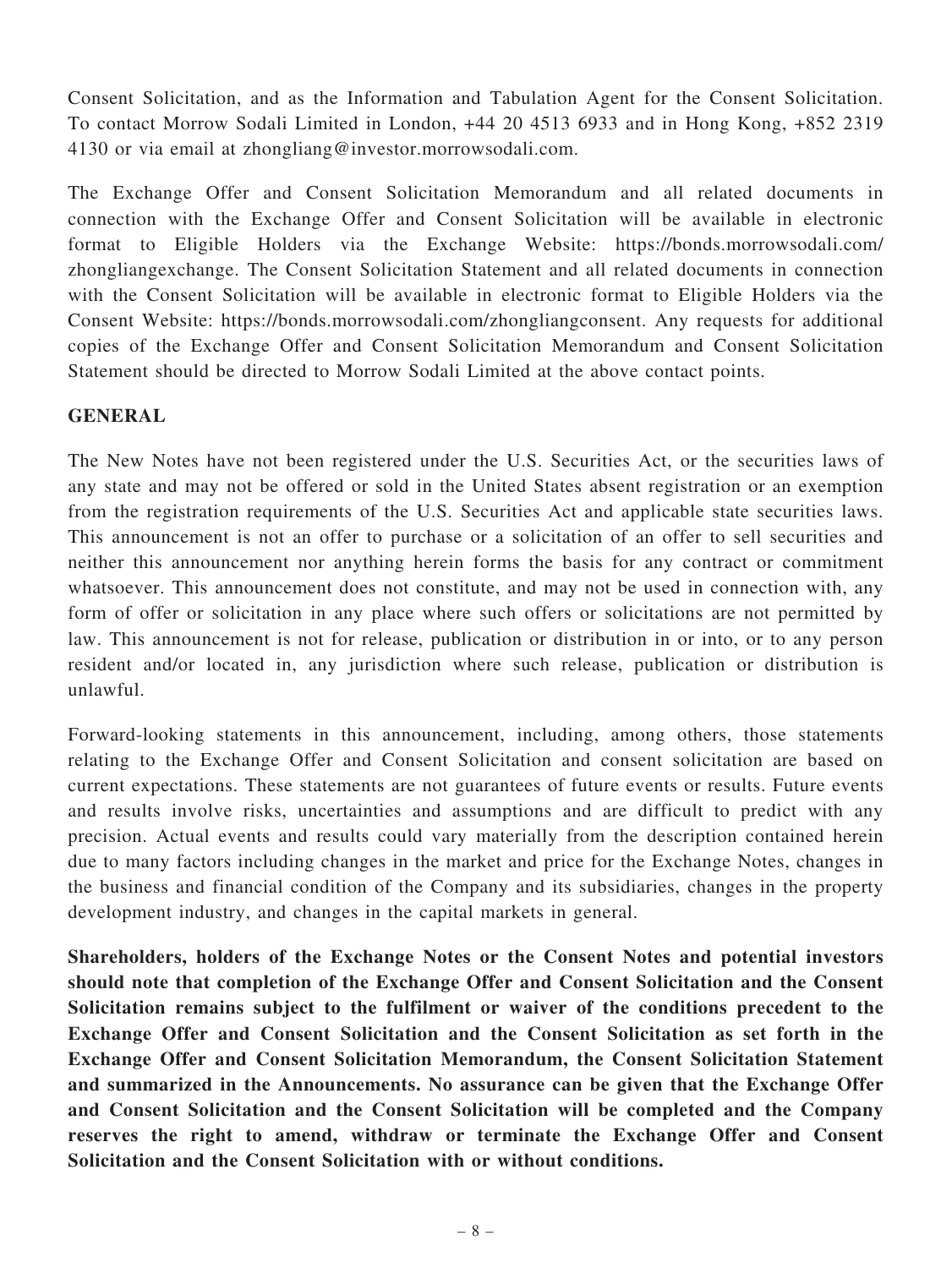Consent Solicitation, and as the Information and Tabulation Agent for the Consent Solicitation. To contact Morrow Sodali Limited in London, +44 20 4513 6933 and in Hong Kong, +852 2319 4130 or via email at zhongliang@investor.morrowsodali.com.

The Exchange Offer and Consent Solicitation Memorandum and all related documents in connection with the Exchange Offer and Consent Solicitation will be available in electronic format to Eligible Holders via the Exchange Website: https://bonds.morrowsodali.com/zhongliangexchange. The Consent Solicitation Statement and all related documents in connection with the Consent Solicitation will be available in electronic format to Eligible Holders via the Consent Website: https://bonds.morrowsodali.com/zhongliangconsent. Any requests for additional copies of the Exchange Offer and Consent Solicitation Memorandum and Consent Solicitation Statement should be directed to Morrow Sodali Limited at the above contact points.

## GENERAL

The New Notes have not been registered under the U.S. Securities Act, or the securities laws of any state and may not be offered or sold in the United States absent registration or an exemption from the registration requirements of the U.S. Securities Act and applicable state securities laws. This announcement is not an offer to purchase or a solicitation of an offer to sell securities and neither this announcement nor anything herein forms the basis for any contract or commitment whatsoever. This announcement does not constitute, and may not be used in connection with, any form of offer or solicitation in any place where such offers or solicitations are not permitted by law. This announcement is not for release, publication or distribution in or into, or to any person resident and/or located in, any jurisdiction where such release, publication or distribution is unlawful.

Forward-looking statements in this announcement, including, among others, those statements relating to the Exchange Offer and Consent Solicitation and consent solicitation are based on current expectations. These statements are not guarantees of future events or results. Future events and results involve risks, uncertainties and assumptions and are difficult to predict with any precision. Actual events and results could vary materially from the description contained herein due to many factors including changes in the market and price for the Exchange Notes, changes in the business and financial condition of the Company and its subsidiaries, changes in the property development industry, and changes in the capital markets in general.

**Shareholders, holders of the Exchange Notes or the Consent Notes and potential investors should note that completion of the Exchange Offer and Consent Solicitation and the Consent Solicitation remains subject to the fulfilment or waiver of the conditions precedent to the Exchange Offer and Consent Solicitation and the Consent Solicitation as set forth in the Exchange Offer and Consent Solicitation Memorandum, the Consent Solicitation Statement and summarized in the Announcements. No assurance can be given that the Exchange Offer and Consent Solicitation and the Consent Solicitation will be completed and the Company reserves the right to amend, withdraw or terminate the Exchange Offer and Consent Solicitation and the Consent Solicitation with or without conditions.**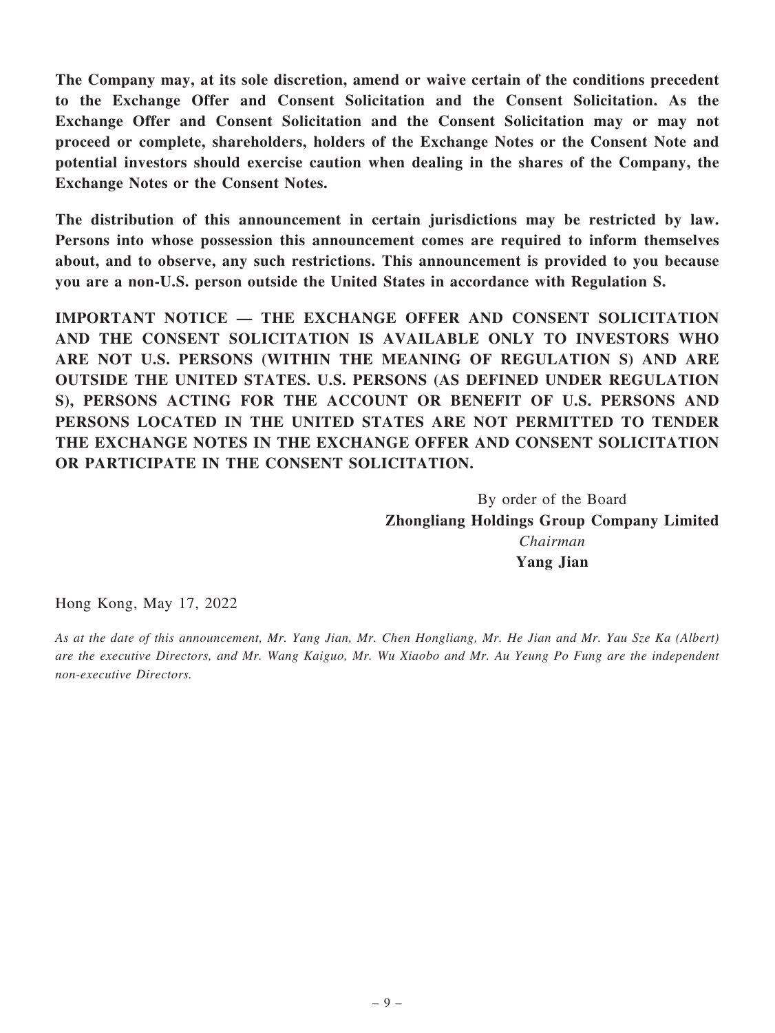**The Company may, at its sole discretion, amend or waive certain of the conditions precedent to the Exchange Offer and Consent Solicitation and the Consent Solicitation. As the Exchange Offer and Consent Solicitation and the Consent Solicitation may or may not proceed or complete, shareholders, holders of the Exchange Notes or the Consent Note and potential investors should exercise caution when dealing in the shares of the Company, the Exchange Notes or the Consent Notes.**

**The distribution of this announcement in certain jurisdictions may be restricted by law. Persons into whose possession this announcement comes are required to inform themselves about, and to observe, any such restrictions. This announcement is provided to you because you are a non-U.S. person outside the United States in accordance with Regulation S.**

**IMPORTANT NOTICE — THE EXCHANGE OFFER AND CONSENT SOLICITATION AND THE CONSENT SOLICITATION IS AVAILABLE ONLY TO INVESTORS WHO ARE NOT U.S. PERSONS (WITHIN THE MEANING OF REGULATION S) AND ARE OUTSIDE THE UNITED STATES. U.S. PERSONS (AS DEFINED UNDER REGULATION S), PERSONS ACTING FOR THE ACCOUNT OR BENEFIT OF U.S. PERSONS AND PERSONS LOCATED IN THE UNITED STATES ARE NOT PERMITTED TO TENDER THE EXCHANGE NOTES IN THE EXCHANGE OFFER AND CONSENT SOLICITATION OR PARTICIPATE IN THE CONSENT SOLICITATION.**

By order of the Board
**Zhongliang Holdings Group Company Limited**
*Chairman*
**Yang Jian**

Hong Kong, May 17, 2022

*As at the date of this announcement, Mr. Yang Jian, Mr. Chen Hongliang, Mr. He Jian and Mr. Yau Sze Ka (Albert) are the executive Directors, and Mr. Wang Kaiguo, Mr. Wu Xiaobo and Mr. Au Yeung Po Fung are the independent non-executive Directors.*